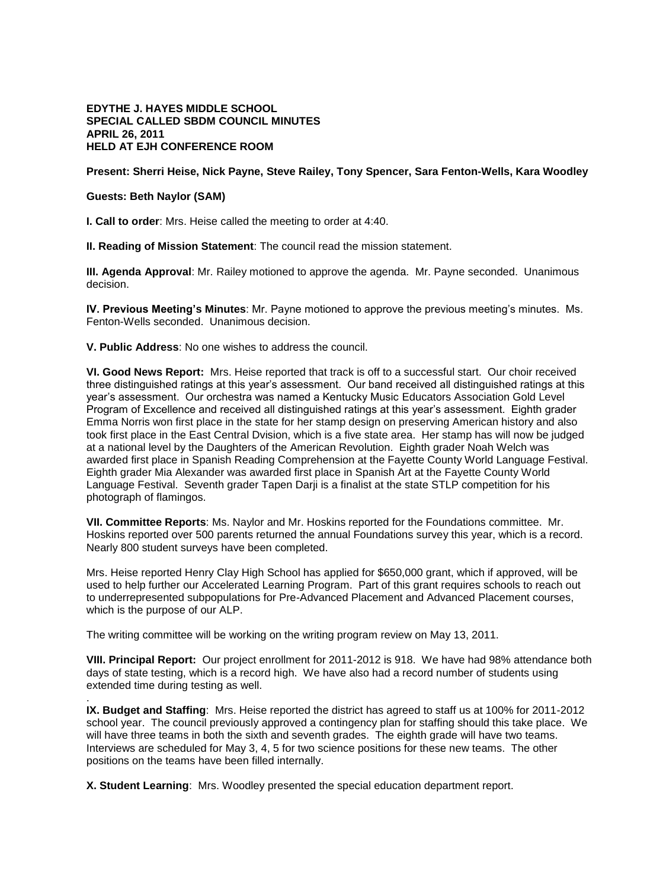**EDYTHE J. HAYES MIDDLE SCHOOL**
**SPECIAL CALLED SBDM COUNCIL MINUTES**
**APRIL 26, 2011**
**HELD AT EJH CONFERENCE ROOM**

**Present: Sherri Heise, Nick Payne, Steve Railey, Tony Spencer, Sara Fenton-Wells, Kara Woodley**

**Guests: Beth Naylor (SAM)**

**I. Call to order**: Mrs. Heise called the meeting to order at 4:40.

**II. Reading of Mission Statement**: The council read the mission statement.

**III. Agenda Approval**: Mr. Railey motioned to approve the agenda. Mr. Payne seconded. Unanimous decision.

**IV. Previous Meeting's Minutes**: Mr. Payne motioned to approve the previous meeting's minutes. Ms. Fenton-Wells seconded. Unanimous decision.

**V. Public Address**: No one wishes to address the council.

**VI. Good News Report:** Mrs. Heise reported that track is off to a successful start. Our choir received three distinguished ratings at this year's assessment. Our band received all distinguished ratings at this year's assessment. Our orchestra was named a Kentucky Music Educators Association Gold Level Program of Excellence and received all distinguished ratings at this year's assessment. Eighth grader Emma Norris won first place in the state for her stamp design on preserving American history and also took first place in the East Central Dvision, which is a five state area. Her stamp has will now be judged at a national level by the Daughters of the American Revolution. Eighth grader Noah Welch was awarded first place in Spanish Reading Comprehension at the Fayette County World Language Festival. Eighth grader Mia Alexander was awarded first place in Spanish Art at the Fayette County World Language Festival. Seventh grader Tapen Darji is a finalist at the state STLP competition for his photograph of flamingos.

**VII. Committee Reports**: Ms. Naylor and Mr. Hoskins reported for the Foundations committee. Mr. Hoskins reported over 500 parents returned the annual Foundations survey this year, which is a record. Nearly 800 student surveys have been completed.

Mrs. Heise reported Henry Clay High School has applied for $650,000 grant, which if approved, will be used to help further our Accelerated Learning Program. Part of this grant requires schools to reach out to underrepresented subpopulations for Pre-Advanced Placement and Advanced Placement courses, which is the purpose of our ALP.

The writing committee will be working on the writing program review on May 13, 2011.

**VIII. Principal Report:** Our project enrollment for 2011-2012 is 918. We have had 98% attendance both days of state testing, which is a record high. We have also had a record number of students using extended time during testing as well.

.

**IX. Budget and Staffing**: Mrs. Heise reported the district has agreed to staff us at 100% for 2011-2012 school year. The council previously approved a contingency plan for staffing should this take place. We will have three teams in both the sixth and seventh grades. The eighth grade will have two teams. Interviews are scheduled for May 3, 4, 5 for two science positions for these new teams. The other positions on the teams have been filled internally.

**X. Student Learning**: Mrs. Woodley presented the special education department report.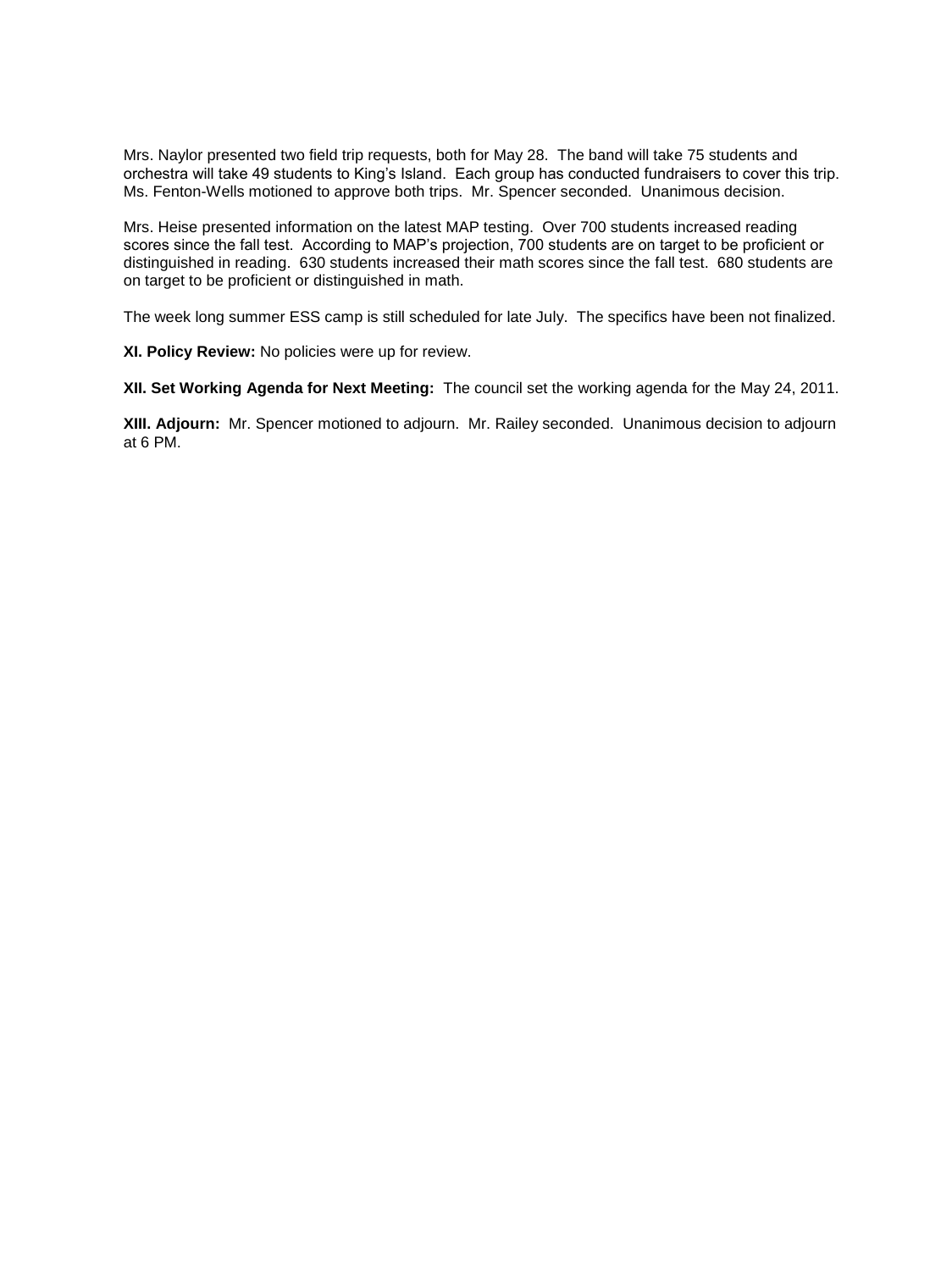Mrs. Naylor presented two field trip requests, both for May 28. The band will take 75 students and orchestra will take 49 students to King's Island. Each group has conducted fundraisers to cover this trip. Ms. Fenton-Wells motioned to approve both trips. Mr. Spencer seconded. Unanimous decision.

Mrs. Heise presented information on the latest MAP testing. Over 700 students increased reading scores since the fall test. According to MAP's projection, 700 students are on target to be proficient or distinguished in reading. 630 students increased their math scores since the fall test. 680 students are on target to be proficient or distinguished in math.

The week long summer ESS camp is still scheduled for late July. The specifics have been not finalized.

**XI. Policy Review:** No policies were up for review.

**XII. Set Working Agenda for Next Meeting:** The council set the working agenda for the May 24, 2011.

**XIII. Adjourn:** Mr. Spencer motioned to adjourn. Mr. Railey seconded. Unanimous decision to adjourn at 6 PM.